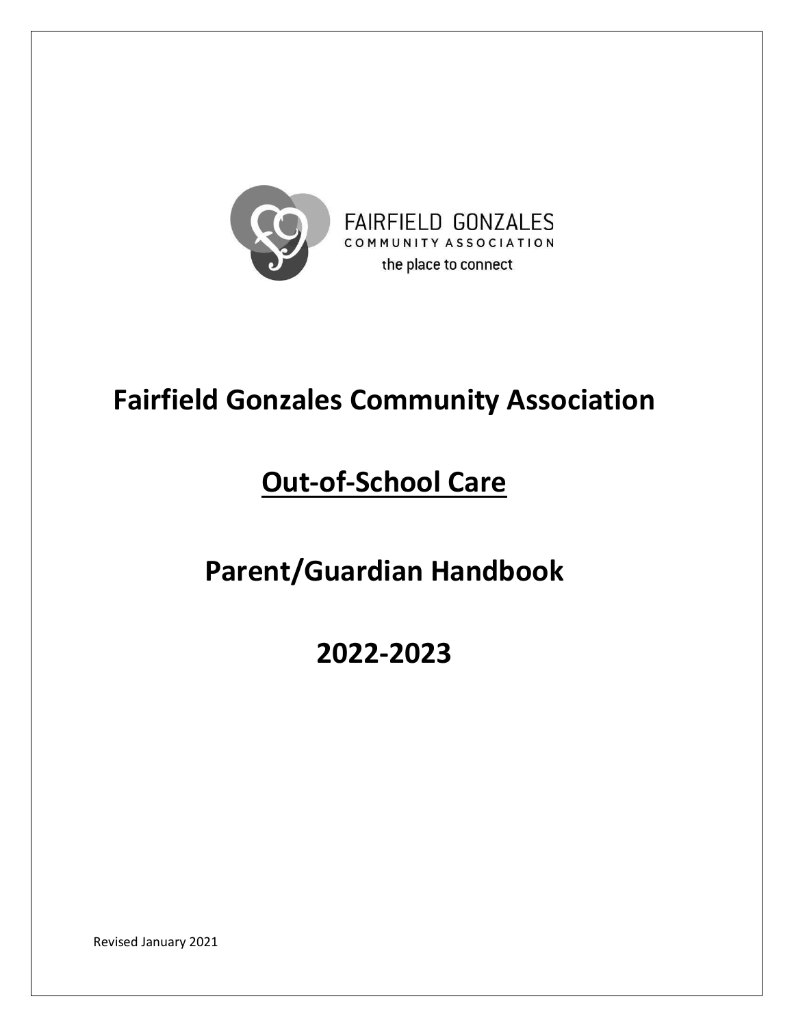FAIRFIELD GONZALES
COMMUNITY ASSOCIATION
the place to connect

# Fairfield Gonzales Community Association

# Out-of-School Care

# Parent/Guardian Handbook

# 2022-2023

Revised January 2021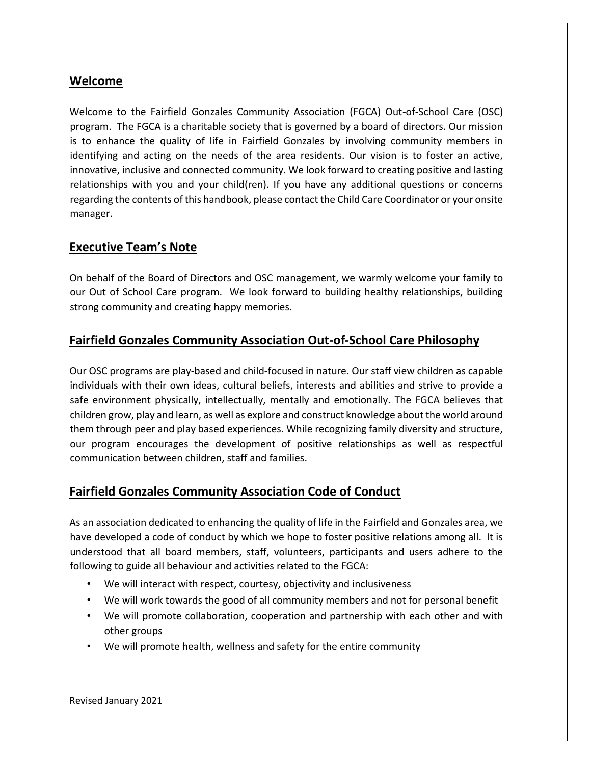## Welcome

Welcome to the Fairfield Gonzales Community Association (FGCA) Out-of-School Care (OSC) program. The FGCA is a charitable society that is governed by a board of directors. Our mission is to enhance the quality of life in Fairfield Gonzales by involving community members in identifying and acting on the needs of the area residents. Our vision is to foster an active, innovative, inclusive and connected community. We look forward to creating positive and lasting relationships with you and your child(ren). If you have any additional questions or concerns regarding the contents of this handbook, please contact the Child Care Coordinator or your onsite manager.

## Executive Team's Note

On behalf of the Board of Directors and OSC management, we warmly welcome your family to our Out of School Care program. We look forward to building healthy relationships, building strong community and creating happy memories.

## Fairfield Gonzales Community Association Out-of-School Care Philosophy

Our OSC programs are play-based and child-focused in nature. Our staff view children as capable individuals with their own ideas, cultural beliefs, interests and abilities and strive to provide a safe environment physically, intellectually, mentally and emotionally. The FGCA believes that children grow, play and learn, as well as explore and construct knowledge about the world around them through peer and play based experiences. While recognizing family diversity and structure, our program encourages the development of positive relationships as well as respectful communication between children, staff and families.

## Fairfield Gonzales Community Association Code of Conduct

As an association dedicated to enhancing the quality of life in the Fairfield and Gonzales area, we have developed a code of conduct by which we hope to foster positive relations among all. It is understood that all board members, staff, volunteers, participants and users adhere to the following to guide all behaviour and activities related to the FGCA:

- We will interact with respect, courtesy, objectivity and inclusiveness
- We will work towards the good of all community members and not for personal benefit
- We will promote collaboration, cooperation and partnership with each other and with other groups
- We will promote health, wellness and safety for the entire community

Revised January 2021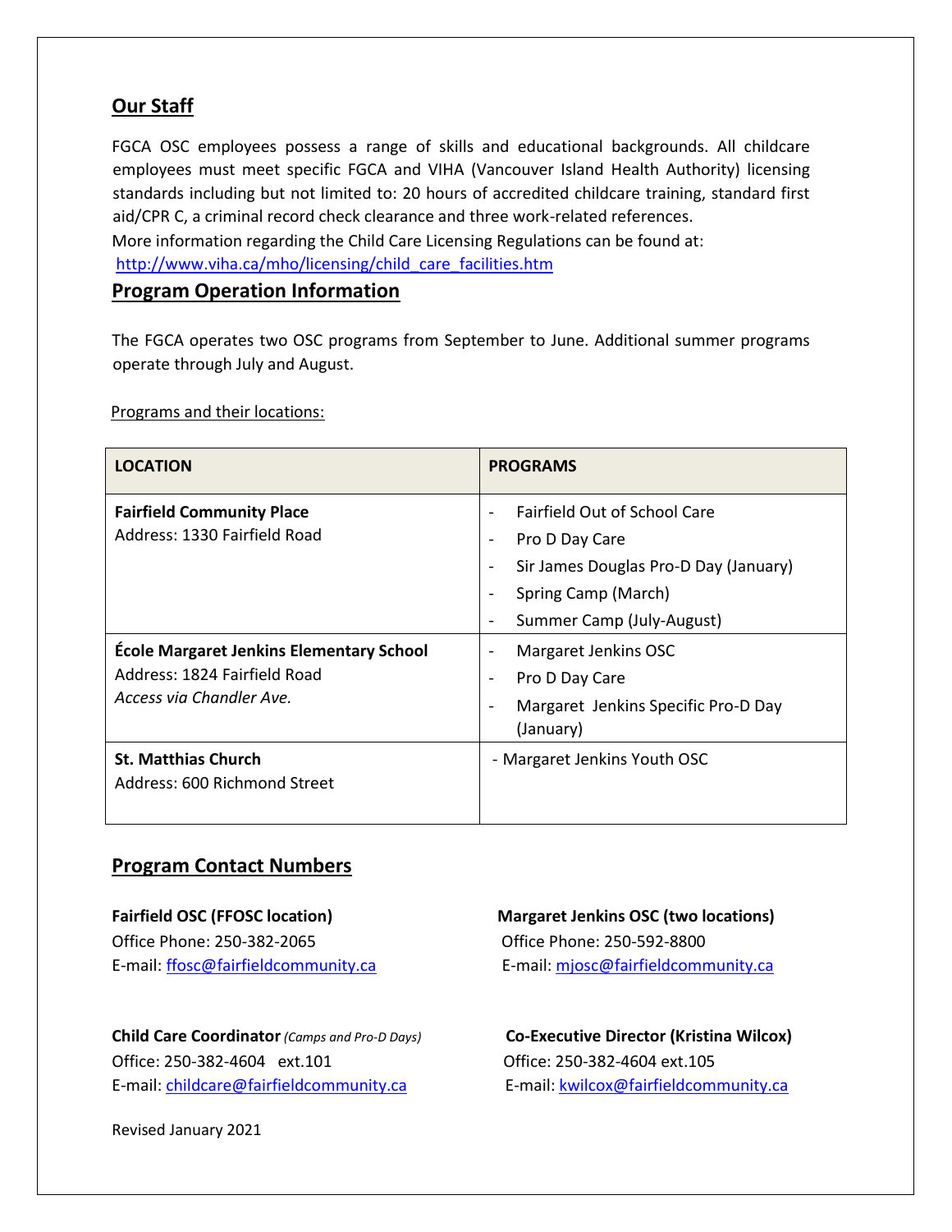## Our Staff

FGCA OSC employees possess a range of skills and educational backgrounds. All childcare employees must meet specific FGCA and VIHA (Vancouver Island Health Authority) licensing standards including but not limited to: 20 hours of accredited childcare training, standard first aid/CPR C, a criminal record check clearance and three work-related references.
More information regarding the Child Care Licensing Regulations can be found at:
http://www.viha.ca/mho/licensing/child_care_facilities.htm

## Program Operation Information

The FGCA operates two OSC programs from September to June. Additional summer programs operate through July and August.

Programs and their locations:

| LOCATION | PROGRAMS |
|---|---|
| **Fairfield Community Place**<br>Address: 1330 Fairfield Road | - Fairfield Out of School Care<br>- Pro D Day Care<br>- Sir James Douglas Pro-D Day (January)<br>- Spring Camp (March)<br>- Summer Camp (July-August) |
| **École Margaret Jenkins Elementary School**<br>Address: 1824 Fairfield Road<br>*Access via Chandler Ave.* | - Margaret Jenkins OSC<br>- Pro D Day Care<br>- Margaret Jenkins Specific Pro-D Day (January) |
| **St. Matthias Church**<br>Address: 600 Richmond Street | - Margaret Jenkins Youth OSC |

## Program Contact Numbers

**Fairfield OSC (FFOSC location)**
Office Phone: 250-382-2065
E-mail: ffosc@fairfieldcommunity.ca

**Margaret Jenkins OSC (two locations)**
Office Phone: 250-592-8800
E-mail: mjosc@fairfieldcommunity.ca

**Child Care Coordinator** *(Camps and Pro-D Days)*
Office: 250-382-4604 ext.101
E-mail: childcare@fairfieldcommunity.ca

**Co-Executive Director (Kristina Wilcox)**
Office: 250-382-4604 ext.105
E-mail: kwilcox@fairfieldcommunity.ca

Revised January 2021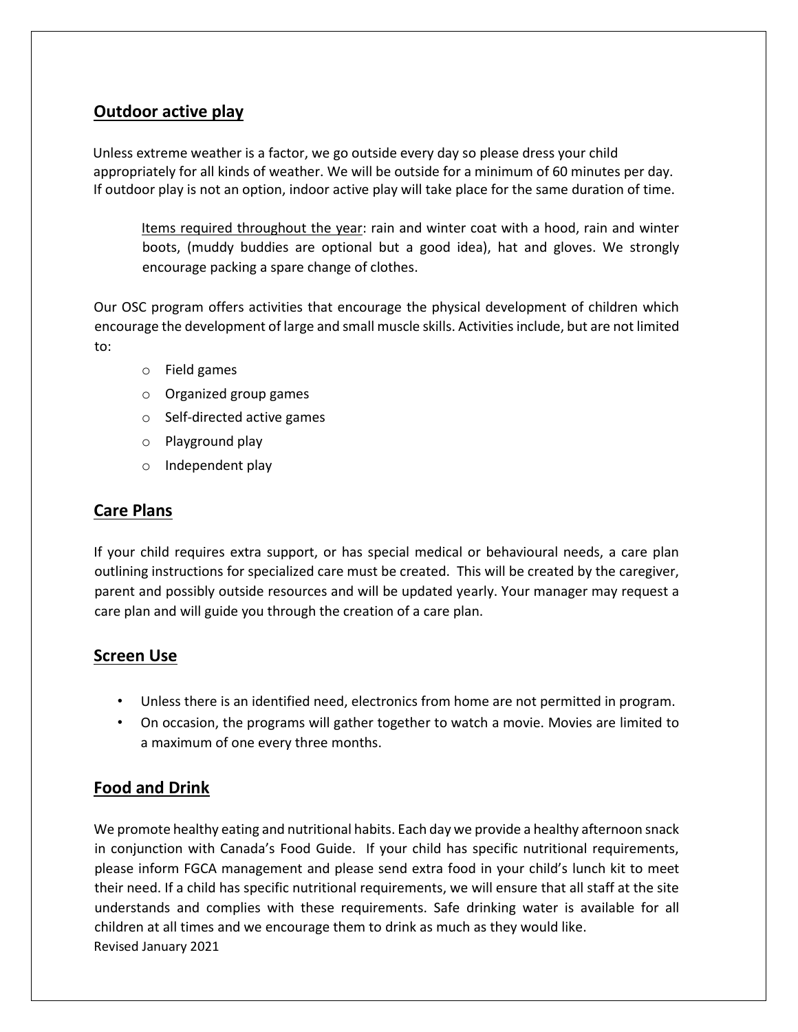## Outdoor active play

Unless extreme weather is a factor, we go outside every day so please dress your child appropriately for all kinds of weather. We will be outside for a minimum of 60 minutes per day. If outdoor play is not an option, indoor active play will take place for the same duration of time.

> Items required throughout the year: rain and winter coat with a hood, rain and winter boots, (muddy buddies are optional but a good idea), hat and gloves. We strongly encourage packing a spare change of clothes.

Our OSC program offers activities that encourage the physical development of children which encourage the development of large and small muscle skills. Activities include, but are not limited to:

- Field games
- Organized group games
- Self-directed active games
- Playground play
- Independent play

## Care Plans

If your child requires extra support, or has special medical or behavioural needs, a care plan outlining instructions for specialized care must be created. This will be created by the caregiver, parent and possibly outside resources and will be updated yearly. Your manager may request a care plan and will guide you through the creation of a care plan.

## Screen Use

- Unless there is an identified need, electronics from home are not permitted in program.
- On occasion, the programs will gather together to watch a movie. Movies are limited to a maximum of one every three months.

## Food and Drink

We promote healthy eating and nutritional habits. Each day we provide a healthy afternoon snack in conjunction with Canada's Food Guide. If your child has specific nutritional requirements, please inform FGCA management and please send extra food in your child's lunch kit to meet their need. If a child has specific nutritional requirements, we will ensure that all staff at the site understands and complies with these requirements. Safe drinking water is available for all children at all times and we encourage them to drink as much as they would like.

Revised January 2021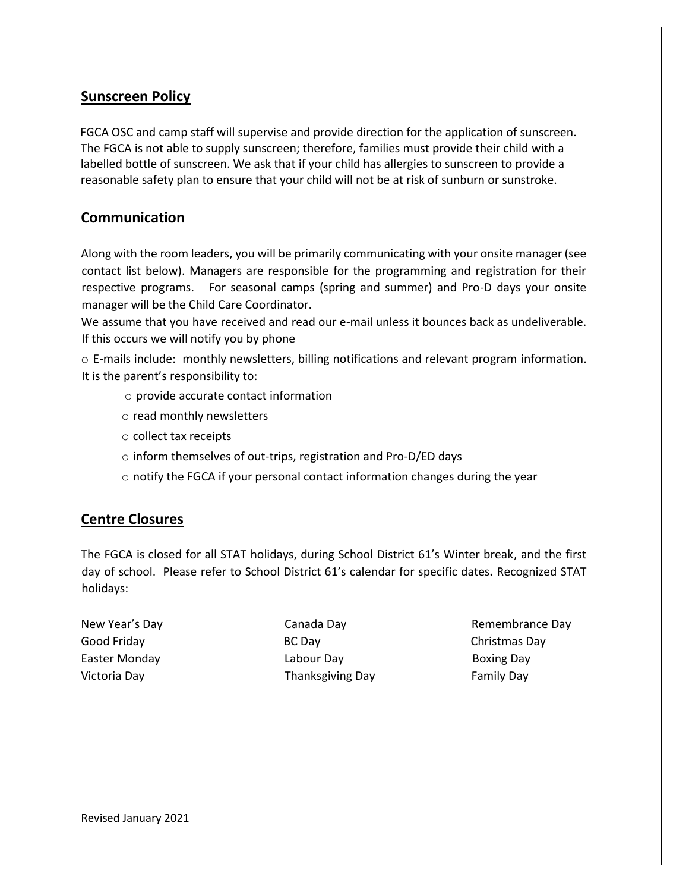## Sunscreen Policy

FGCA OSC and camp staff will supervise and provide direction for the application of sunscreen. The FGCA is not able to supply sunscreen; therefore, families must provide their child with a labelled bottle of sunscreen. We ask that if your child has allergies to sunscreen to provide a reasonable safety plan to ensure that your child will not be at risk of sunburn or sunstroke.

## Communication

Along with the room leaders, you will be primarily communicating with your onsite manager (see contact list below). Managers are responsible for the programming and registration for their respective programs. For seasonal camps (spring and summer) and Pro-D days your onsite manager will be the Child Care Coordinator.

We assume that you have received and read our e-mail unless it bounces back as undeliverable. If this occurs we will notify you by phone

- E-mails include: monthly newsletters, billing notifications and relevant program information.

It is the parent's responsibility to:

- provide accurate contact information
- read monthly newsletters
- collect tax receipts
- inform themselves of out-trips, registration and Pro-D/ED days
- notify the FGCA if your personal contact information changes during the year

## Centre Closures

The FGCA is closed for all STAT holidays, during School District 61's Winter break, and the first day of school. Please refer to School District 61's calendar for specific dates**.** Recognized STAT holidays:

| | | |
|---|---|---|
| New Year's Day | Canada Day | Remembrance Day |
| Good Friday | BC Day | Christmas Day |
| Easter Monday | Labour Day | Boxing Day |
| Victoria Day | Thanksgiving Day | Family Day |

Revised January 2021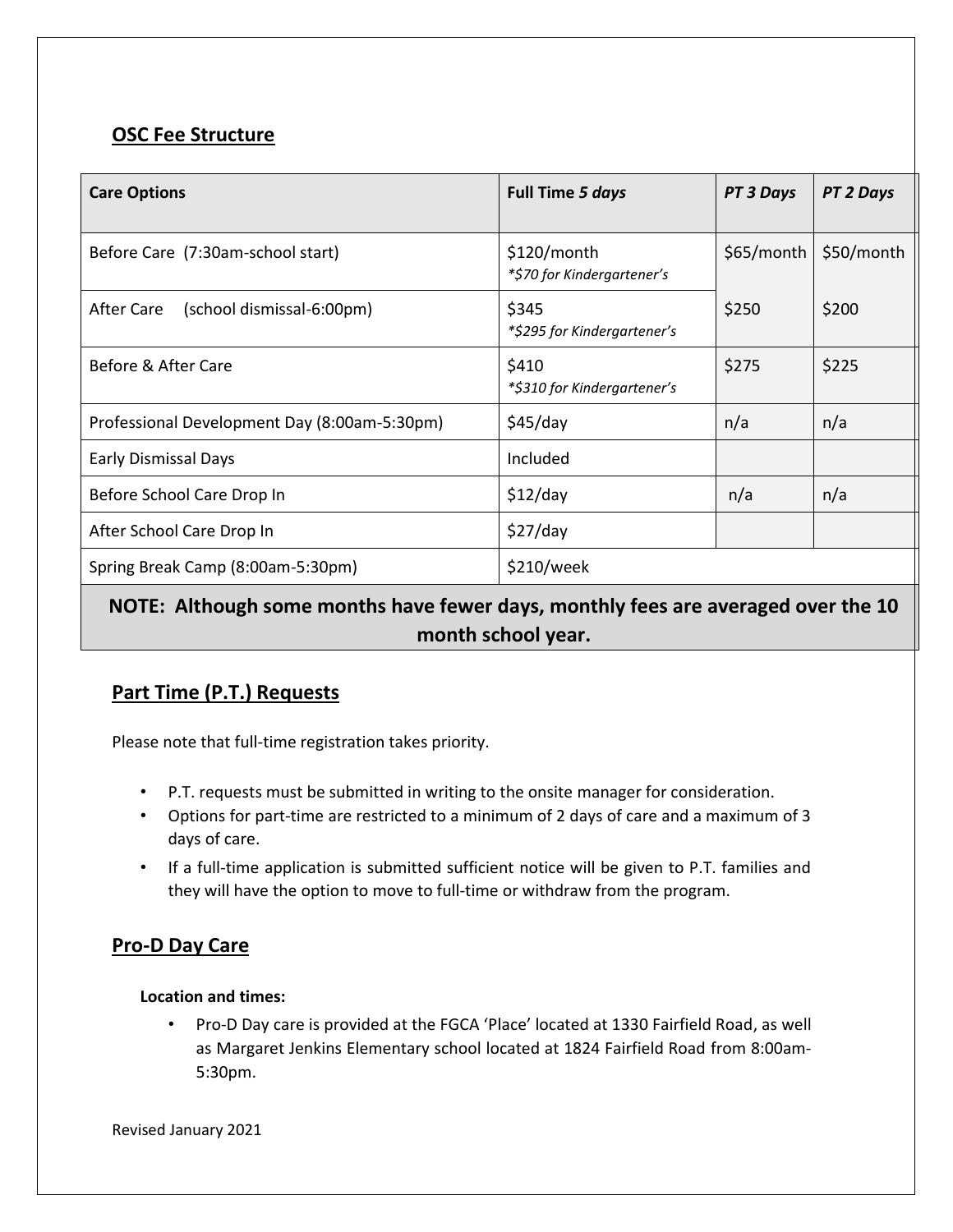## OSC Fee Structure

| **Care Options** | **Full Time *5 days*** | ***PT 3 Days*** | ***PT 2 Days*** |
|---|---|---|---|
| Before Care (7:30am-school start) | $120/month *\*$70 for Kindergartener's* | $65/month | $50/month |
| After Care (school dismissal-6:00pm) | $345 *\*$295 for Kindergartener's* | $250 | $200 |
| Before & After Care | $410 *\*$310 for Kindergartener's* | $275 | $225 |
| Professional Development Day (8:00am-5:30pm) | $45/day | n/a | n/a |
| Early Dismissal Days | Included | | |
| Before School Care Drop In | $12/day | n/a | n/a |
| After School Care Drop In | $27/day | | |
| Spring Break Camp (8:00am-5:30pm) | $210/week | | |

**NOTE: Although some months have fewer days, monthly fees are averaged over the 10 month school year.**

## Part Time (P.T.) Requests

Please note that full-time registration takes priority.

- P.T. requests must be submitted in writing to the onsite manager for consideration.
- Options for part-time are restricted to a minimum of 2 days of care and a maximum of 3 days of care.
- If a full-time application is submitted sufficient notice will be given to P.T. families and they will have the option to move to full-time or withdraw from the program.

## Pro-D Day Care

**Location and times:**

- Pro-D Day care is provided at the FGCA 'Place' located at 1330 Fairfield Road, as well as Margaret Jenkins Elementary school located at 1824 Fairfield Road from 8:00am-5:30pm.

Revised January 2021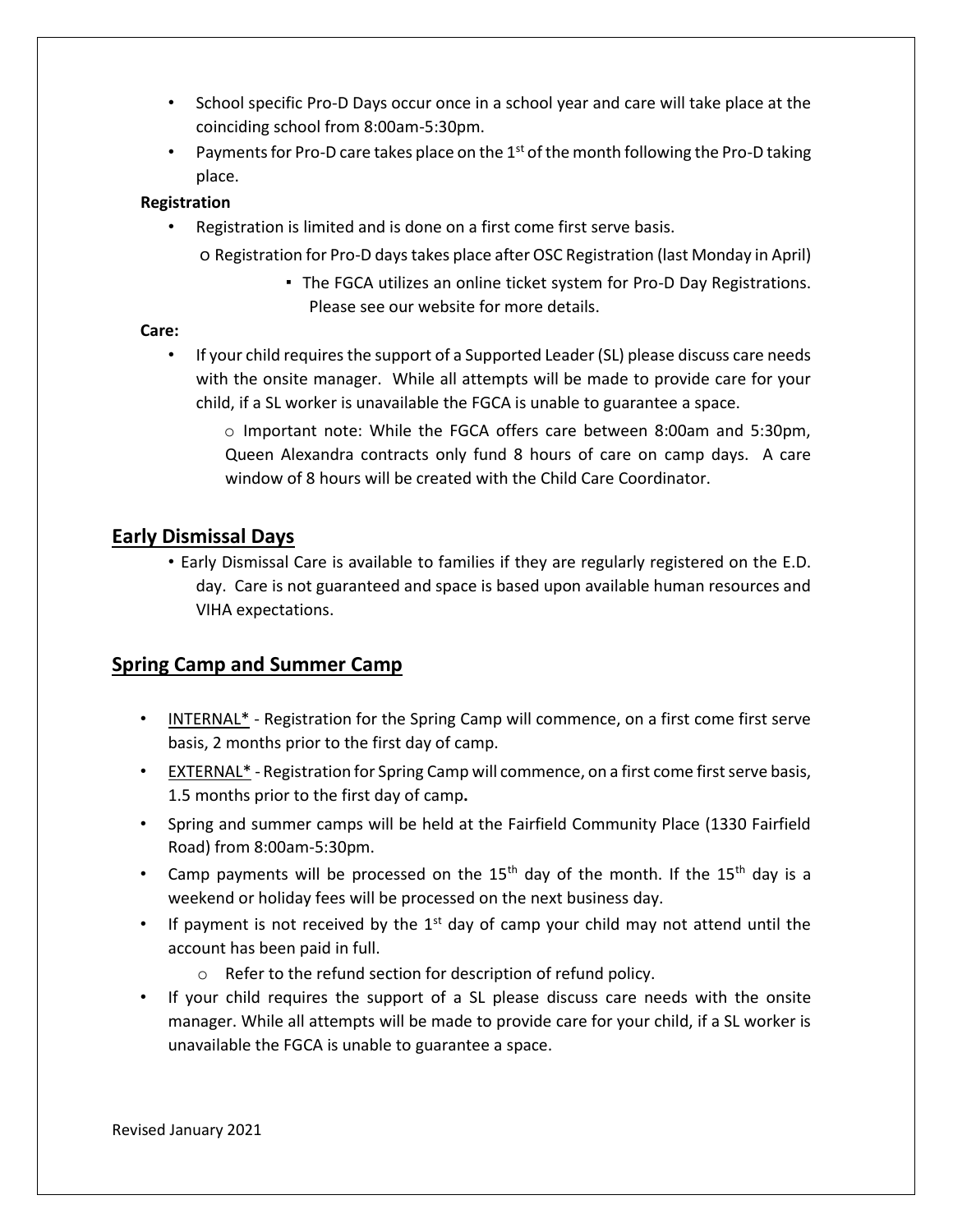- School specific Pro-D Days occur once in a school year and care will take place at the coinciding school from 8:00am-5:30pm.
- Payments for Pro-D care takes place on the 1st of the month following the Pro-D taking place.

**Registration**

- Registration is limited and is done on a first come first serve basis.
  - Registration for Pro-D days takes place after OSC Registration (last Monday in April)
    - The FGCA utilizes an online ticket system for Pro-D Day Registrations. Please see our website for more details.

**Care:**

- If your child requires the support of a Supported Leader (SL) please discuss care needs with the onsite manager. While all attempts will be made to provide care for your child, if a SL worker is unavailable the FGCA is unable to guarantee a space.
  - Important note: While the FGCA offers care between 8:00am and 5:30pm, Queen Alexandra contracts only fund 8 hours of care on camp days. A care window of 8 hours will be created with the Child Care Coordinator.

## Early Dismissal Days

- Early Dismissal Care is available to families if they are regularly registered on the E.D. day. Care is not guaranteed and space is based upon available human resources and VIHA expectations.

## Spring Camp and Summer Camp

- INTERNAL* - Registration for the Spring Camp will commence, on a first come first serve basis, 2 months prior to the first day of camp.
- EXTERNAL* - Registration for Spring Camp will commence, on a first come first serve basis, 1.5 months prior to the first day of camp**.**
- Spring and summer camps will be held at the Fairfield Community Place (1330 Fairfield Road) from 8:00am-5:30pm.
- Camp payments will be processed on the 15th day of the month. If the 15th day is a weekend or holiday fees will be processed on the next business day.
- If payment is not received by the 1st day of camp your child may not attend until the account has been paid in full.
  - Refer to the refund section for description of refund policy.
- If your child requires the support of a SL please discuss care needs with the onsite manager. While all attempts will be made to provide care for your child, if a SL worker is unavailable the FGCA is unable to guarantee a space.

Revised January 2021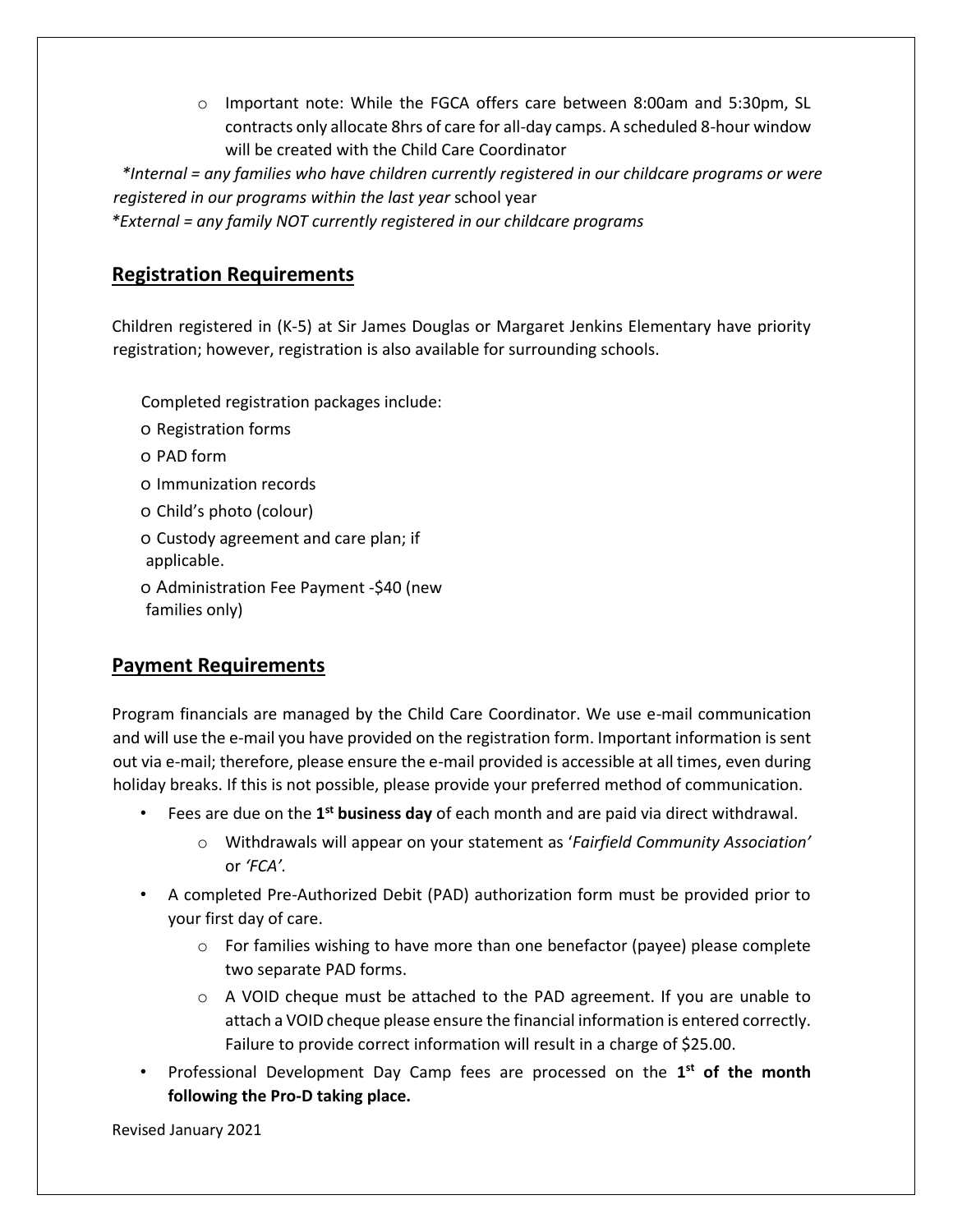- Important note: While the FGCA offers care between 8:00am and 5:30pm, SL contracts only allocate 8hrs of care for all-day camps. A scheduled 8-hour window will be created with the Child Care Coordinator

*\*Internal = any families who have children currently registered in our childcare programs or were registered in our programs within the last year* school year

*\*External = any family NOT currently registered in our childcare programs*

## Registration Requirements

Children registered in (K-5) at Sir James Douglas or Margaret Jenkins Elementary have priority registration; however, registration is also available for surrounding schools.

Completed registration packages include:

- Registration forms
- PAD form
- Immunization records
- Child's photo (colour)
- Custody agreement and care plan; if applicable.
- Administration Fee Payment -$40 (new families only)

## Payment Requirements

Program financials are managed by the Child Care Coordinator. We use e-mail communication and will use the e-mail you have provided on the registration form. Important information is sent out via e-mail; therefore, please ensure the e-mail provided is accessible at all times, even during holiday breaks. If this is not possible, please provide your preferred method of communication.

- Fees are due on the **1st business day** of each month and are paid via direct withdrawal.
  - Withdrawals will appear on your statement as '*Fairfield Community Association'* or *'FCA'*.
- A completed Pre-Authorized Debit (PAD) authorization form must be provided prior to your first day of care.
  - For families wishing to have more than one benefactor (payee) please complete two separate PAD forms.
  - A VOID cheque must be attached to the PAD agreement. If you are unable to attach a VOID cheque please ensure the financial information is entered correctly. Failure to provide correct information will result in a charge of $25.00.
- Professional Development Day Camp fees are processed on the **1st of the month following the Pro-D taking place.**

Revised January 2021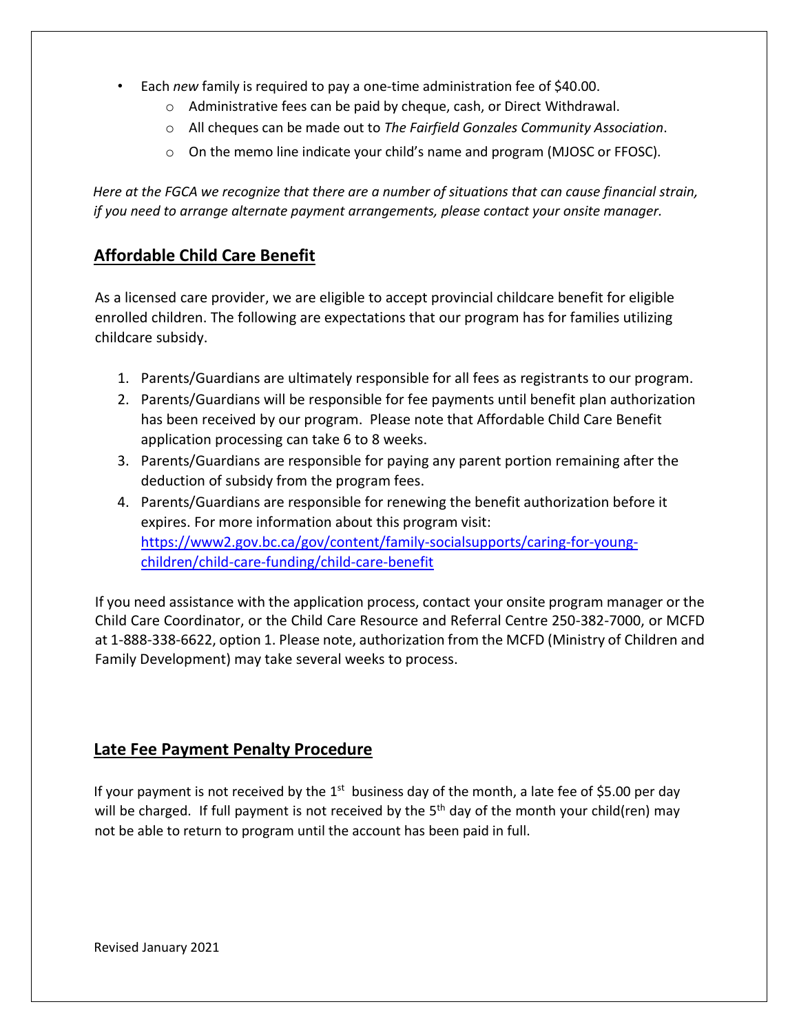- Each *new* family is required to pay a one-time administration fee of $40.00.
    - Administrative fees can be paid by cheque, cash, or Direct Withdrawal.
    - All cheques can be made out to *The Fairfield Gonzales Community Association*.
    - On the memo line indicate your child's name and program (MJOSC or FFOSC).

*Here at the FGCA we recognize that there are a number of situations that can cause financial strain, if you need to arrange alternate payment arrangements, please contact your onsite manager.*

## Affordable Child Care Benefit

As a licensed care provider, we are eligible to accept provincial childcare benefit for eligible enrolled children. The following are expectations that our program has for families utilizing childcare subsidy.

1. Parents/Guardians are ultimately responsible for all fees as registrants to our program.
2. Parents/Guardians will be responsible for fee payments until benefit plan authorization has been received by our program. Please note that Affordable Child Care Benefit application processing can take 6 to 8 weeks.
3. Parents/Guardians are responsible for paying any parent portion remaining after the deduction of subsidy from the program fees.
4. Parents/Guardians are responsible for renewing the benefit authorization before it expires. For more information about this program visit: [https://www2.gov.bc.ca/gov/content/family-socialsupports/caring-for-young-children/child-care-funding/child-care-benefit](https://www2.gov.bc.ca/gov/content/family-socialsupports/caring-for-young-children/child-care-funding/child-care-benefit)

If you need assistance with the application process, contact your onsite program manager or the Child Care Coordinator, or the Child Care Resource and Referral Centre 250-382-7000, or MCFD at 1-888-338-6622, option 1. Please note, authorization from the MCFD (Ministry of Children and Family Development) may take several weeks to process.

## Late Fee Payment Penalty Procedure

If your payment is not received by the 1st business day of the month, a late fee of $5.00 per day will be charged. If full payment is not received by the 5th day of the month your child(ren) may not be able to return to program until the account has been paid in full.

Revised January 2021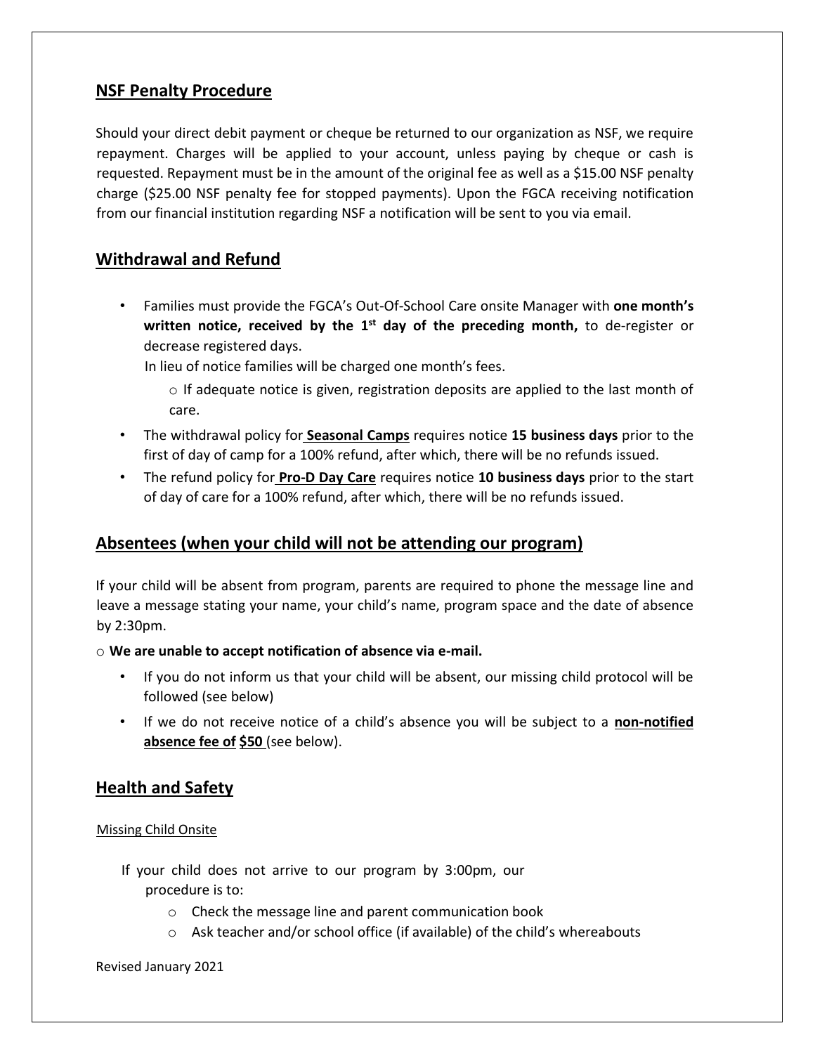## NSF Penalty Procedure

Should your direct debit payment or cheque be returned to our organization as NSF, we require repayment. Charges will be applied to your account, unless paying by cheque or cash is requested. Repayment must be in the amount of the original fee as well as a $15.00 NSF penalty charge ($25.00 NSF penalty fee for stopped payments). Upon the FGCA receiving notification from our financial institution regarding NSF a notification will be sent to you via email.

## Withdrawal and Refund

- Families must provide the FGCA's Out-Of-School Care onsite Manager with **one month's written notice, received by the 1st day of the preceding month,** to de-register or decrease registered days.

  In lieu of notice families will be charged one month's fees.

  - If adequate notice is given, registration deposits are applied to the last month of care.
- The withdrawal policy for **<u>Seasonal Camps</u>** requires notice **15 business days** prior to the first of day of camp for a 100% refund, after which, there will be no refunds issued.
- The refund policy for **<u>Pro-D Day Care</u>** requires notice **10 business days** prior to the start of day of care for a 100% refund, after which, there will be no refunds issued.

## Absentees (when your child will not be attending our program)

If your child will be absent from program, parents are required to phone the message line and leave a message stating your name, your child's name, program space and the date of absence by 2:30pm.

- **We are unable to accept notification of absence via e-mail.**
  - If you do not inform us that your child will be absent, our missing child protocol will be followed (see below)
  - If we do not receive notice of a child's absence you will be subject to a **<u>non-notified absence fee of $50</u>** (see below).

## Health and Safety

<u>Missing Child Onsite</u>

If your child does not arrive to our program by 3:00pm, our procedure is to:

- Check the message line and parent communication book
- Ask teacher and/or school office (if available) of the child's whereabouts

Revised January 2021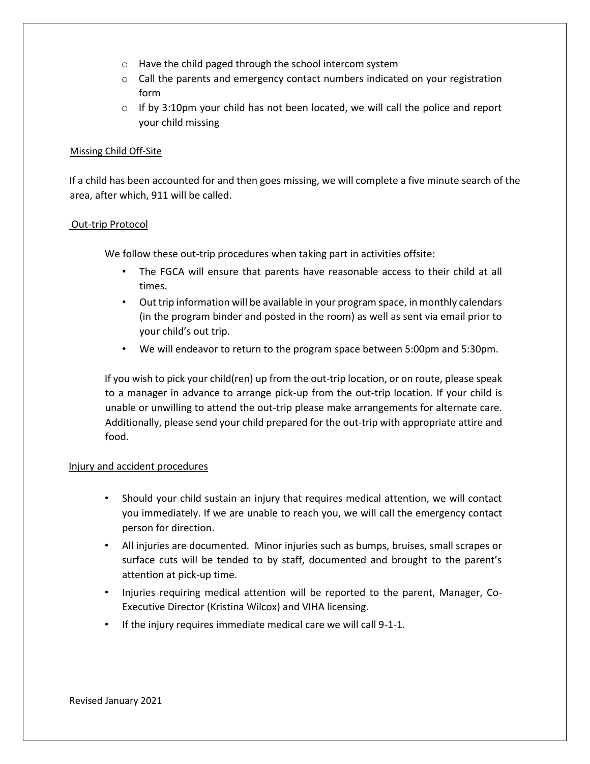- Have the child paged through the school intercom system
- Call the parents and emergency contact numbers indicated on your registration form
- If by 3:10pm your child has not been located, we will call the police and report your child missing

## Missing Child Off-Site

If a child has been accounted for and then goes missing, we will complete a five minute search of the area, after which, 911 will be called.

## Out-trip Protocol

We follow these out-trip procedures when taking part in activities offsite:

- The FGCA will ensure that parents have reasonable access to their child at all times.
- Out trip information will be available in your program space, in monthly calendars (in the program binder and posted in the room) as well as sent via email prior to your child's out trip.
- We will endeavor to return to the program space between 5:00pm and 5:30pm.

If you wish to pick your child(ren) up from the out-trip location, or on route, please speak to a manager in advance to arrange pick-up from the out-trip location. If your child is unable or unwilling to attend the out-trip please make arrangements for alternate care. Additionally, please send your child prepared for the out-trip with appropriate attire and food.

## Injury and accident procedures

- Should your child sustain an injury that requires medical attention, we will contact you immediately. If we are unable to reach you, we will call the emergency contact person for direction.
- All injuries are documented. Minor injuries such as bumps, bruises, small scrapes or surface cuts will be tended to by staff, documented and brought to the parent's attention at pick-up time.
- Injuries requiring medical attention will be reported to the parent, Manager, Co-Executive Director (Kristina Wilcox) and VIHA licensing.
- If the injury requires immediate medical care we will call 9-1-1.

Revised January 2021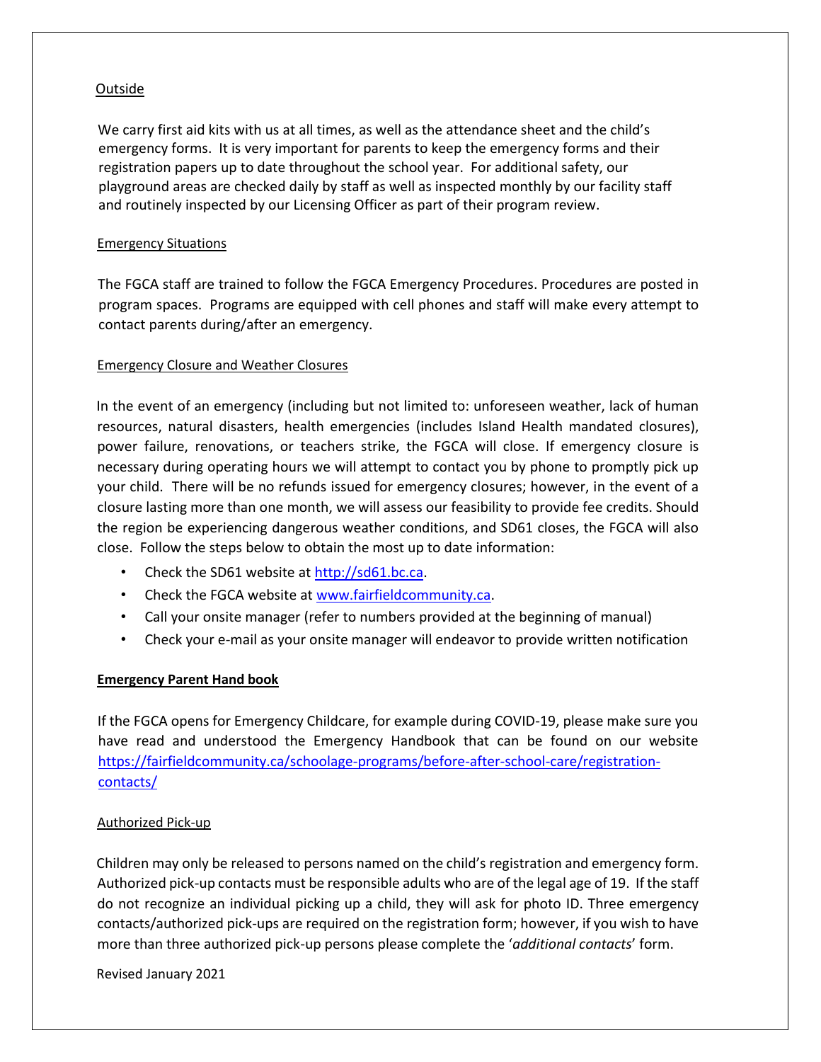## Outside

We carry first aid kits with us at all times, as well as the attendance sheet and the child's emergency forms. It is very important for parents to keep the emergency forms and their registration papers up to date throughout the school year. For additional safety, our playground areas are checked daily by staff as well as inspected monthly by our facility staff and routinely inspected by our Licensing Officer as part of their program review.

## Emergency Situations

The FGCA staff are trained to follow the FGCA Emergency Procedures. Procedures are posted in program spaces. Programs are equipped with cell phones and staff will make every attempt to contact parents during/after an emergency.

## Emergency Closure and Weather Closures

In the event of an emergency (including but not limited to: unforeseen weather, lack of human resources, natural disasters, health emergencies (includes Island Health mandated closures), power failure, renovations, or teachers strike, the FGCA will close. If emergency closure is necessary during operating hours we will attempt to contact you by phone to promptly pick up your child. There will be no refunds issued for emergency closures; however, in the event of a closure lasting more than one month, we will assess our feasibility to provide fee credits. Should the region be experiencing dangerous weather conditions, and SD61 closes, the FGCA will also close. Follow the steps below to obtain the most up to date information:

- Check the SD61 website at http://sd61.bc.ca.
- Check the FGCA website at www.fairfieldcommunity.ca.
- Call your onsite manager (refer to numbers provided at the beginning of manual)
- Check your e-mail as your onsite manager will endeavor to provide written notification

## **Emergency Parent Hand book**

If the FGCA opens for Emergency Childcare, for example during COVID-19, please make sure you have read and understood the Emergency Handbook that can be found on our website https://fairfieldcommunity.ca/schoolage-programs/before-after-school-care/registration-contacts/

## Authorized Pick-up

Children may only be released to persons named on the child's registration and emergency form. Authorized pick-up contacts must be responsible adults who are of the legal age of 19. If the staff do not recognize an individual picking up a child, they will ask for photo ID. Three emergency contacts/authorized pick-ups are required on the registration form; however, if you wish to have more than three authorized pick-up persons please complete the '*additional contacts*' form.

Revised January 2021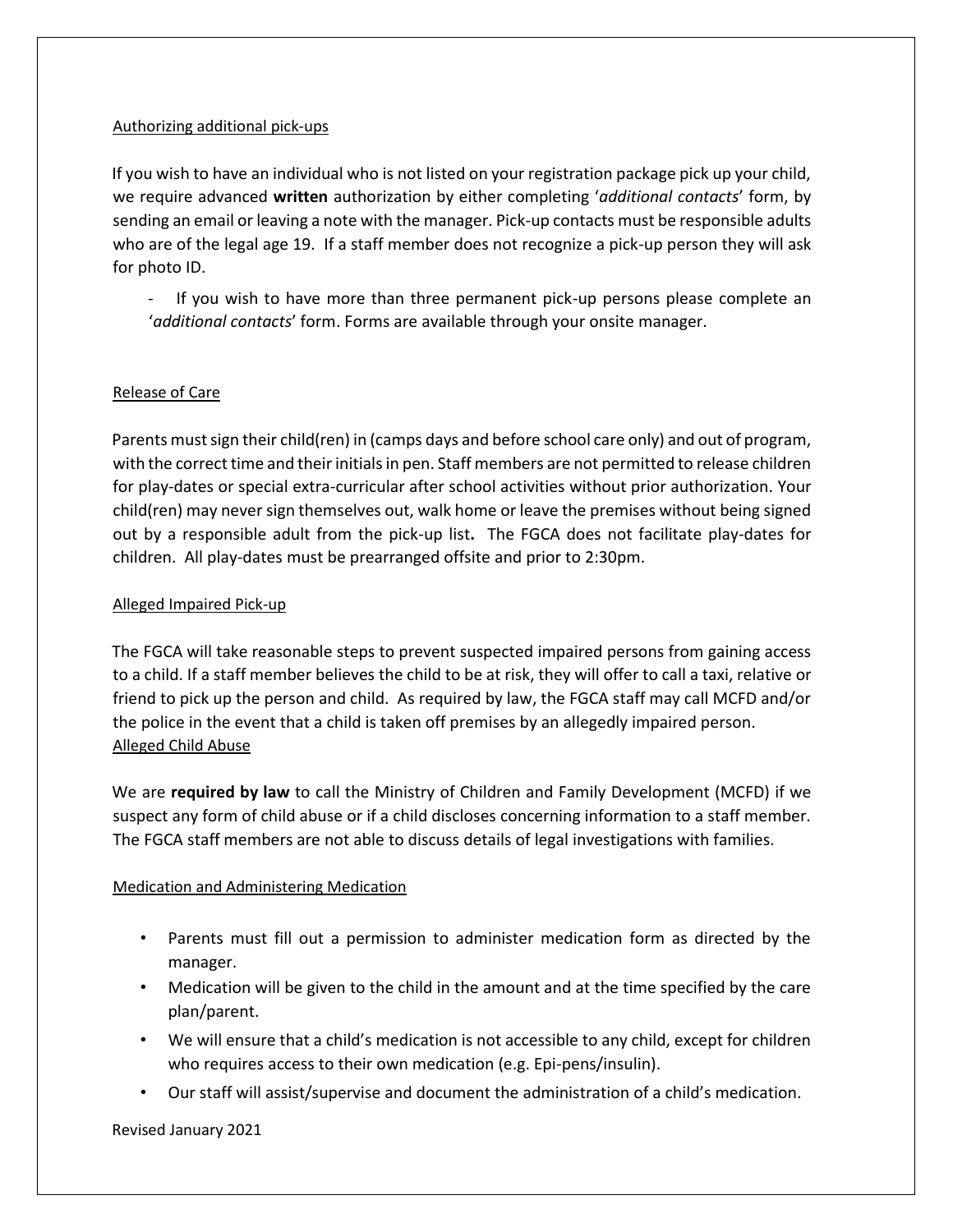Authorizing additional pick-ups

If you wish to have an individual who is not listed on your registration package pick up your child, we require advanced **written** authorization by either completing '*additional contacts*' form, by sending an email or leaving a note with the manager. Pick-up contacts must be responsible adults who are of the legal age 19. If a staff member does not recognize a pick-up person they will ask for photo ID.

- If you wish to have more than three permanent pick-up persons please complete an '*additional contacts*' form. Forms are available through your onsite manager.

Release of Care

Parents must sign their child(ren) in (camps days and before school care only) and out of program, with the correct time and their initials in pen. Staff members are not permitted to release children for play-dates or special extra-curricular after school activities without prior authorization. Your child(ren) may never sign themselves out, walk home or leave the premises without being signed out by a responsible adult from the pick-up list**.** The FGCA does not facilitate play-dates for children. All play-dates must be prearranged offsite and prior to 2:30pm.

Alleged Impaired Pick-up

The FGCA will take reasonable steps to prevent suspected impaired persons from gaining access to a child. If a staff member believes the child to be at risk, they will offer to call a taxi, relative or friend to pick up the person and child. As required by law, the FGCA staff may call MCFD and/or the police in the event that a child is taken off premises by an allegedly impaired person.

Alleged Child Abuse

We are **required by law** to call the Ministry of Children and Family Development (MCFD) if we suspect any form of child abuse or if a child discloses concerning information to a staff member. The FGCA staff members are not able to discuss details of legal investigations with families.

Medication and Administering Medication

- Parents must fill out a permission to administer medication form as directed by the manager.
- Medication will be given to the child in the amount and at the time specified by the care plan/parent.
- We will ensure that a child's medication is not accessible to any child, except for children who requires access to their own medication (e.g. Epi-pens/insulin).
- Our staff will assist/supervise and document the administration of a child's medication.

Revised January 2021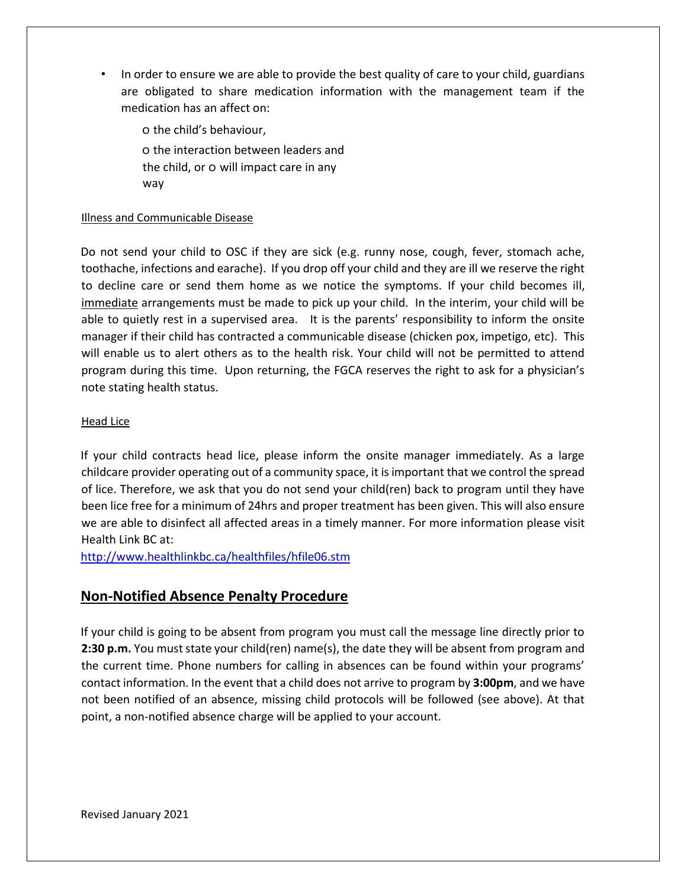- In order to ensure we are able to provide the best quality of care to your child, guardians are obligated to share medication information with the management team if the medication has an affect on:
  - the child's behaviour,
  - the interaction between leaders and the child, or
  - will impact care in any way

Illness and Communicable Disease

Do not send your child to OSC if they are sick (e.g. runny nose, cough, fever, stomach ache, toothache, infections and earache). If you drop off your child and they are ill we reserve the right to decline care or send them home as we notice the symptoms. If your child becomes ill, immediate arrangements must be made to pick up your child. In the interim, your child will be able to quietly rest in a supervised area. It is the parents' responsibility to inform the onsite manager if their child has contracted a communicable disease (chicken pox, impetigo, etc). This will enable us to alert others as to the health risk. Your child will not be permitted to attend program during this time. Upon returning, the FGCA reserves the right to ask for a physician's note stating health status.

Head Lice

If your child contracts head lice, please inform the onsite manager immediately. As a large childcare provider operating out of a community space, it is important that we control the spread of lice. Therefore, we ask that you do not send your child(ren) back to program until they have been lice free for a minimum of 24hrs and proper treatment has been given. This will also ensure we are able to disinfect all affected areas in a timely manner. For more information please visit Health Link BC at:
http://www.healthlinkbc.ca/healthfiles/hfile06.stm

## Non-Notified Absence Penalty Procedure

If your child is going to be absent from program you must call the message line directly prior to **2:30 p.m.** You must state your child(ren) name(s), the date they will be absent from program and the current time. Phone numbers for calling in absences can be found within your programs' contact information. In the event that a child does not arrive to program by **3:00pm**, and we have not been notified of an absence, missing child protocols will be followed (see above). At that point, a non-notified absence charge will be applied to your account.

Revised January 2021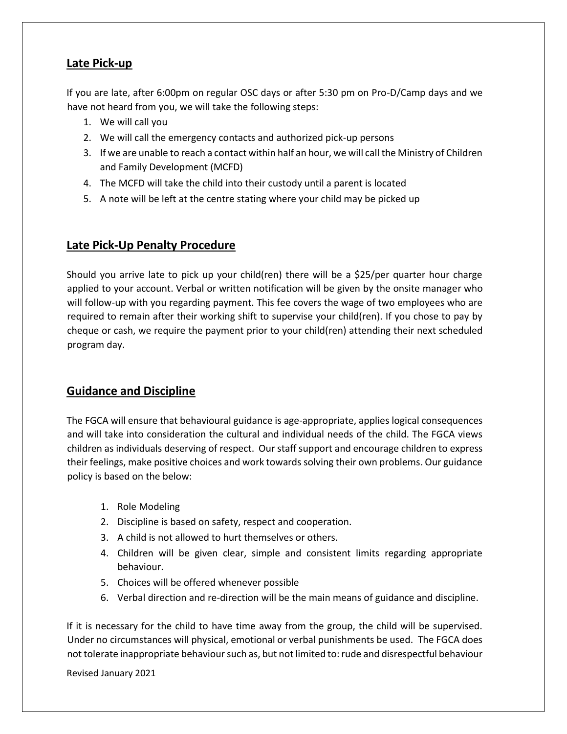## Late Pick-up

If you are late, after 6:00pm on regular OSC days or after 5:30 pm on Pro-D/Camp days and we have not heard from you, we will take the following steps:

1. We will call you
2. We will call the emergency contacts and authorized pick-up persons
3. If we are unable to reach a contact within half an hour, we will call the Ministry of Children and Family Development (MCFD)
4. The MCFD will take the child into their custody until a parent is located
5. A note will be left at the centre stating where your child may be picked up

## Late Pick-Up Penalty Procedure

Should you arrive late to pick up your child(ren) there will be a $25/per quarter hour charge applied to your account. Verbal or written notification will be given by the onsite manager who will follow-up with you regarding payment. This fee covers the wage of two employees who are required to remain after their working shift to supervise your child(ren). If you chose to pay by cheque or cash, we require the payment prior to your child(ren) attending their next scheduled program day.

## Guidance and Discipline

The FGCA will ensure that behavioural guidance is age-appropriate, applies logical consequences and will take into consideration the cultural and individual needs of the child. The FGCA views children as individuals deserving of respect. Our staff support and encourage children to express their feelings, make positive choices and work towards solving their own problems. Our guidance policy is based on the below:

1. Role Modeling
2. Discipline is based on safety, respect and cooperation.
3. A child is not allowed to hurt themselves or others.
4. Children will be given clear, simple and consistent limits regarding appropriate behaviour.
5. Choices will be offered whenever possible
6. Verbal direction and re-direction will be the main means of guidance and discipline.

If it is necessary for the child to have time away from the group, the child will be supervised. Under no circumstances will physical, emotional or verbal punishments be used. The FGCA does not tolerate inappropriate behaviour such as, but not limited to: rude and disrespectful behaviour

Revised January 2021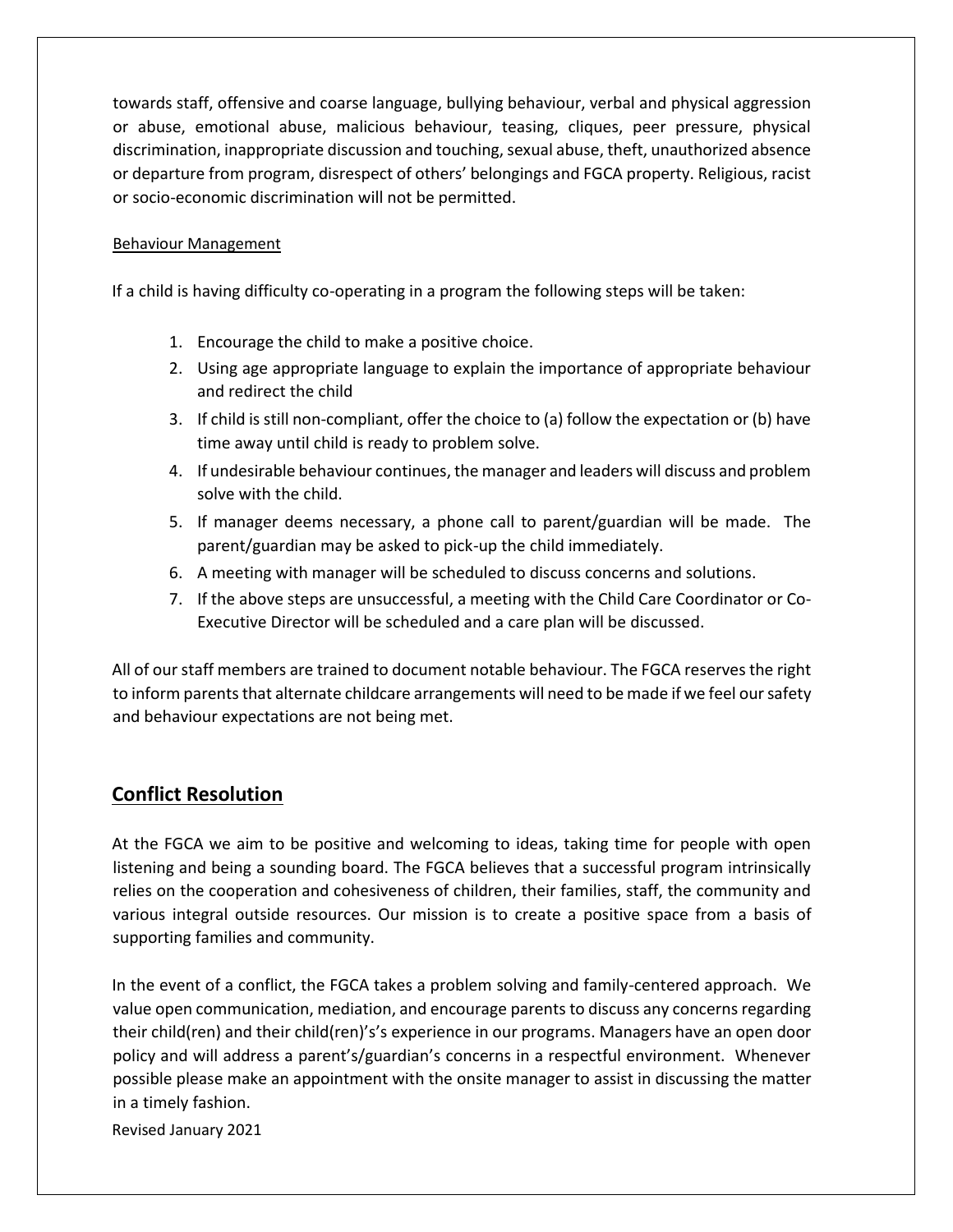towards staff, offensive and coarse language, bullying behaviour, verbal and physical aggression or abuse, emotional abuse, malicious behaviour, teasing, cliques, peer pressure, physical discrimination, inappropriate discussion and touching, sexual abuse, theft, unauthorized absence or departure from program, disrespect of others' belongings and FGCA property. Religious, racist or socio-economic discrimination will not be permitted.

Behaviour Management

If a child is having difficulty co-operating in a program the following steps will be taken:

1. Encourage the child to make a positive choice.
2. Using age appropriate language to explain the importance of appropriate behaviour and redirect the child
3. If child is still non-compliant, offer the choice to (a) follow the expectation or (b) have time away until child is ready to problem solve.
4. If undesirable behaviour continues, the manager and leaders will discuss and problem solve with the child.
5. If manager deems necessary, a phone call to parent/guardian will be made. The parent/guardian may be asked to pick-up the child immediately.
6. A meeting with manager will be scheduled to discuss concerns and solutions.
7. If the above steps are unsuccessful, a meeting with the Child Care Coordinator or Co-Executive Director will be scheduled and a care plan will be discussed.

All of our staff members are trained to document notable behaviour. The FGCA reserves the right to inform parents that alternate childcare arrangements will need to be made if we feel our safety and behaviour expectations are not being met.

## Conflict Resolution

At the FGCA we aim to be positive and welcoming to ideas, taking time for people with open listening and being a sounding board. The FGCA believes that a successful program intrinsically relies on the cooperation and cohesiveness of children, their families, staff, the community and various integral outside resources. Our mission is to create a positive space from a basis of supporting families and community.

In the event of a conflict, the FGCA takes a problem solving and family-centered approach. We value open communication, mediation, and encourage parents to discuss any concerns regarding their child(ren) and their child(ren)'s's experience in our programs. Managers have an open door policy and will address a parent's/guardian's concerns in a respectful environment. Whenever possible please make an appointment with the onsite manager to assist in discussing the matter in a timely fashion.

Revised January 2021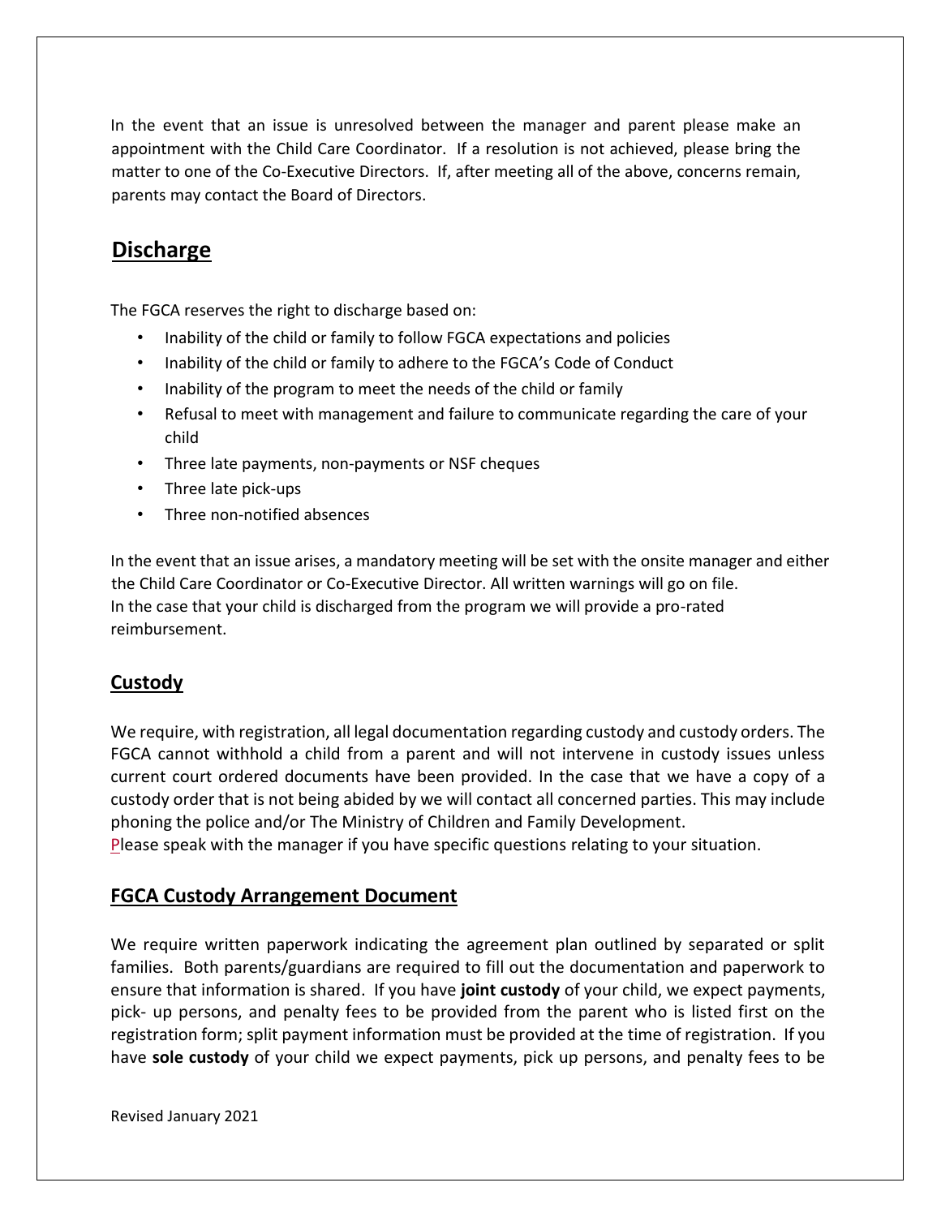In the event that an issue is unresolved between the manager and parent please make an appointment with the Child Care Coordinator. If a resolution is not achieved, please bring the matter to one of the Co-Executive Directors. If, after meeting all of the above, concerns remain, parents may contact the Board of Directors.

## Discharge

The FGCA reserves the right to discharge based on:

- Inability of the child or family to follow FGCA expectations and policies
- Inability of the child or family to adhere to the FGCA's Code of Conduct
- Inability of the program to meet the needs of the child or family
- Refusal to meet with management and failure to communicate regarding the care of your child
- Three late payments, non-payments or NSF cheques
- Three late pick-ups
- Three non-notified absences

In the event that an issue arises, a mandatory meeting will be set with the onsite manager and either the Child Care Coordinator or Co-Executive Director. All written warnings will go on file.
In the case that your child is discharged from the program we will provide a pro-rated reimbursement.

## Custody

We require, with registration, all legal documentation regarding custody and custody orders. The FGCA cannot withhold a child from a parent and will not intervene in custody issues unless current court ordered documents have been provided. In the case that we have a copy of a custody order that is not being abided by we will contact all concerned parties. This may include phoning the police and/or The Ministry of Children and Family Development.
Please speak with the manager if you have specific questions relating to your situation.

## FGCA Custody Arrangement Document

We require written paperwork indicating the agreement plan outlined by separated or split families. Both parents/guardians are required to fill out the documentation and paperwork to ensure that information is shared. If you have **joint custody** of your child, we expect payments, pick- up persons, and penalty fees to be provided from the parent who is listed first on the registration form; split payment information must be provided at the time of registration. If you have **sole custody** of your child we expect payments, pick up persons, and penalty fees to be

Revised January 2021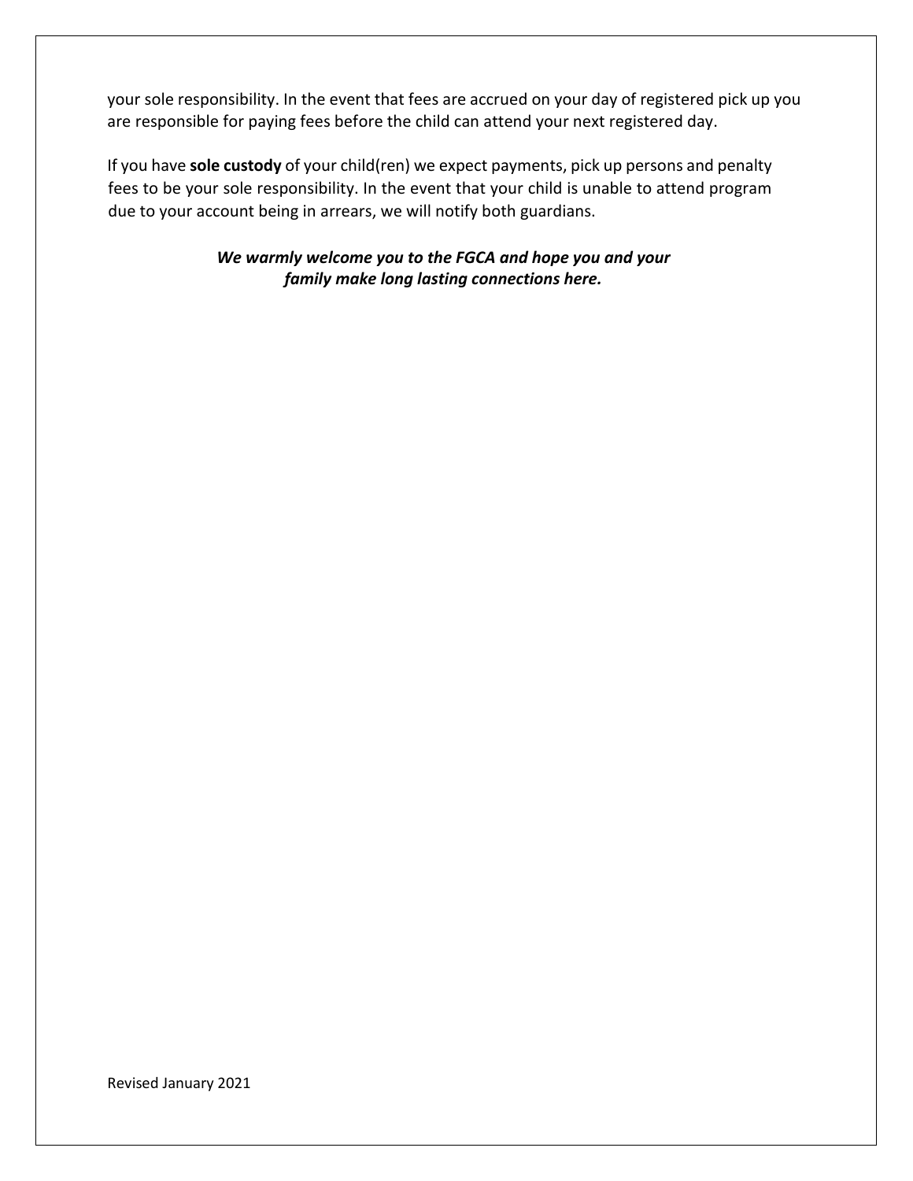your sole responsibility. In the event that fees are accrued on your day of registered pick up you are responsible for paying fees before the child can attend your next registered day.

If you have **sole custody** of your child(ren) we expect payments, pick up persons and penalty fees to be your sole responsibility. In the event that your child is unable to attend program due to your account being in arrears, we will notify both guardians.

***We warmly welcome you to the FGCA and hope you and your family make long lasting connections here.***

Revised January 2021